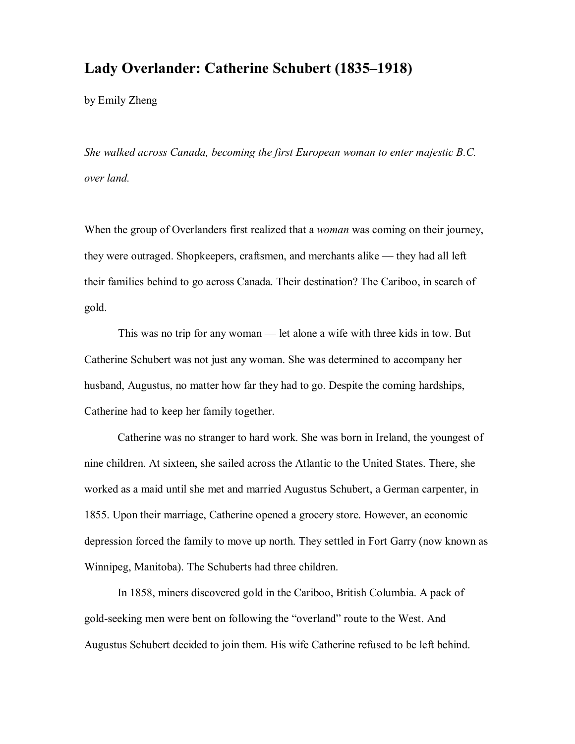# Lady Overlander: Catherine Schubert (1835–1918)

by Emily Zheng

*She walked across Canada, becoming the first European woman to enter majestic B.C. over land.*

When the group of Overlanders first realized that a *woman* was coming on their journey, they were outraged. Shopkeepers, craftsmen, and merchants alike — they had all left their families behind to go across Canada. Their destination? The Cariboo, in search of gold.

This was no trip for any woman — let alone a wife with three kids in tow. But Catherine Schubert was not just any woman. She was determined to accompany her husband, Augustus, no matter how far they had to go. Despite the coming hardships, Catherine had to keep her family together.

Catherine was no stranger to hard work. She was born in Ireland, the youngest of nine children. At sixteen, she sailed across the Atlantic to the United States. There, she worked as a maid until she met and married Augustus Schubert, a German carpenter, in 1855. Upon their marriage, Catherine opened a grocery store. However, an economic depression forced the family to move up north. They settled in Fort Garry (now known as Winnipeg, Manitoba). The Schuberts had three children.

In 1858, miners discovered gold in the Cariboo, British Columbia. A pack of gold-seeking men were bent on following the "overland" route to the West. And Augustus Schubert decided to join them. His wife Catherine refused to be left behind.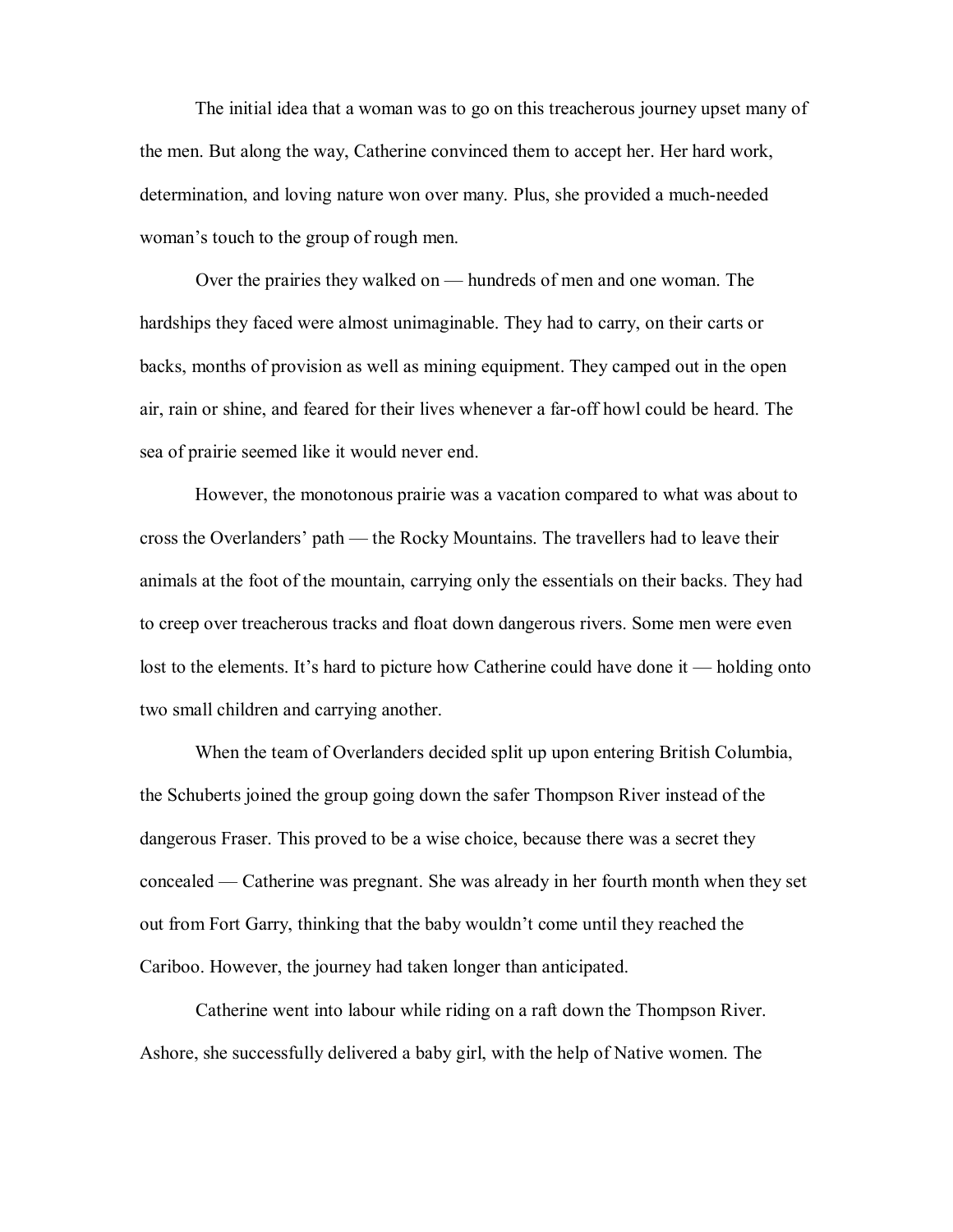The initial idea that a woman was to go on this treacherous journey upset many of the men. But along the way, Catherine convinced them to accept her. Her hard work, determination, and loving nature won over many. Plus, she provided a much-needed woman's touch to the group of rough men.

Over the prairies they walked on — hundreds of men and one woman. The hardships they faced were almost unimaginable. They had to carry, on their carts or backs, months of provision as well as mining equipment. They camped out in the open air, rain or shine, and feared for their lives whenever a far-off howl could be heard. The sea of prairie seemed like it would never end.

However, the monotonous prairie was a vacation compared to what was about to cross the Overlanders' path — the Rocky Mountains. The travellers had to leave their animals at the foot of the mountain, carrying only the essentials on their backs. They had to creep over treacherous tracks and float down dangerous rivers. Some men were even lost to the elements. It's hard to picture how Catherine could have done it — holding onto two small children and carrying another.

When the team of Overlanders decided split up upon entering British Columbia, the Schuberts joined the group going down the safer Thompson River instead of the dangerous Fraser. This proved to be a wise choice, because there was a secret they concealed — Catherine was pregnant. She was already in her fourth month when they set out from Fort Garry, thinking that the baby wouldn't come until they reached the Cariboo. However, the journey had taken longer than anticipated.

Catherine went into labour while riding on a raft down the Thompson River. Ashore, she successfully delivered a baby girl, with the help of Native women. The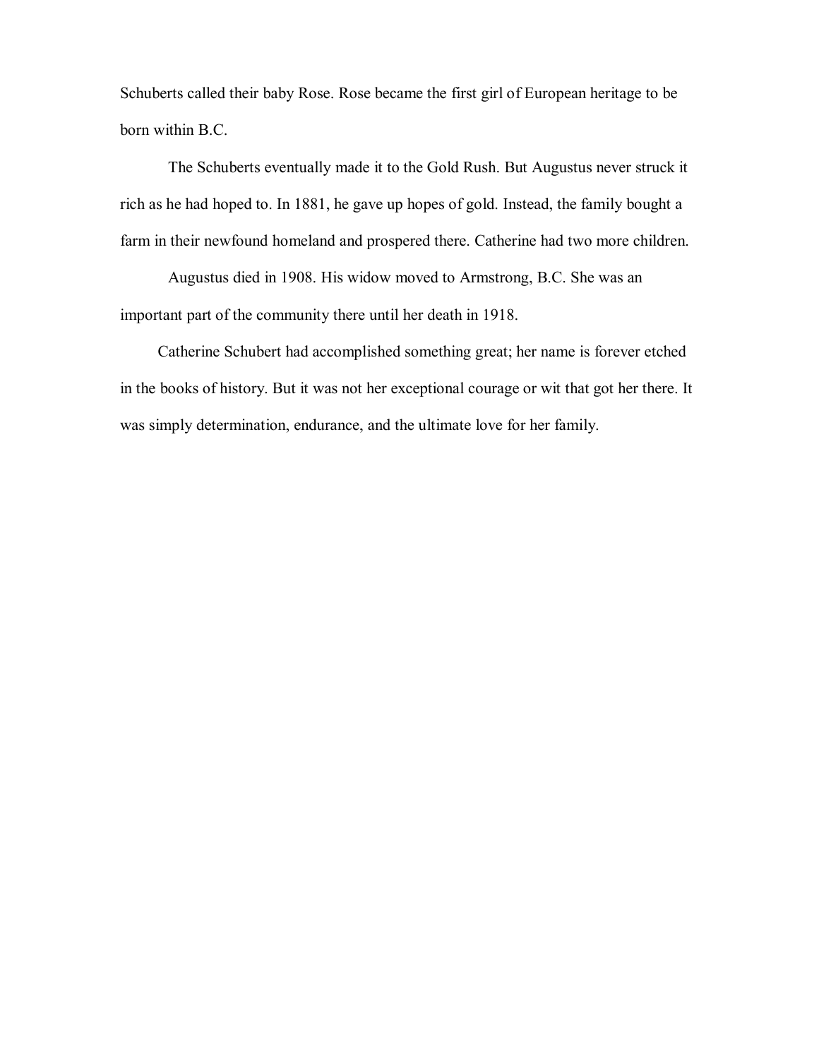Schuberts called their baby Rose. Rose became the first girl of European heritage to be born within B.C.

The Schuberts eventually made it to the Gold Rush. But Augustus never struck it rich as he had hoped to. In 1881, he gave up hopes of gold. Instead, the family bought a farm in their newfound homeland and prospered there. Catherine had two more children.

Augustus died in 1908. His widow moved to Armstrong, B.C. She was an important part of the community there until her death in 1918.

Catherine Schubert had accomplished something great; her name is forever etched in the books of history. But it was not her exceptional courage or wit that got her there. It was simply determination, endurance, and the ultimate love for her family.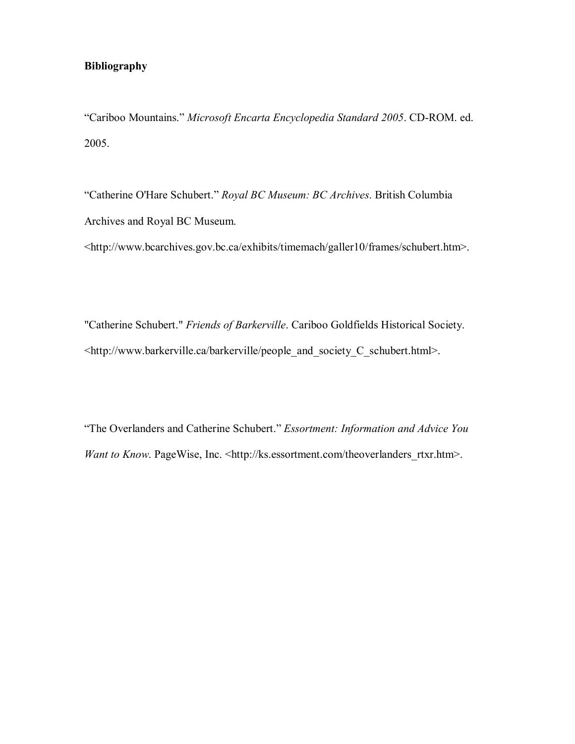**Bibliography**

"Cariboo Mountains." *Microsoft Encarta Encyclopedia Standard 2005*. CD-ROM. ed. 2005.

"Catherine O'Hare Schubert." *Royal BC Museum: BC Archives*. British Columbia Archives and Royal BC Museum. <http://www.bcarchives.gov.bc.ca/exhibits/timemach/galler10/frames/schubert.htm>.

"Catherine Schubert." *Friends of Barkerville*. Cariboo Goldfields Historical Society. <http://www.barkerville.ca/barkerville/people_and_society_C_schubert.html>.

"The Overlanders and Catherine Schubert." *Essortment: Information and Advice You Want to Know*. PageWise, Inc. <http://ks.essortment.com/theoverlanders_rtxr.htm>.